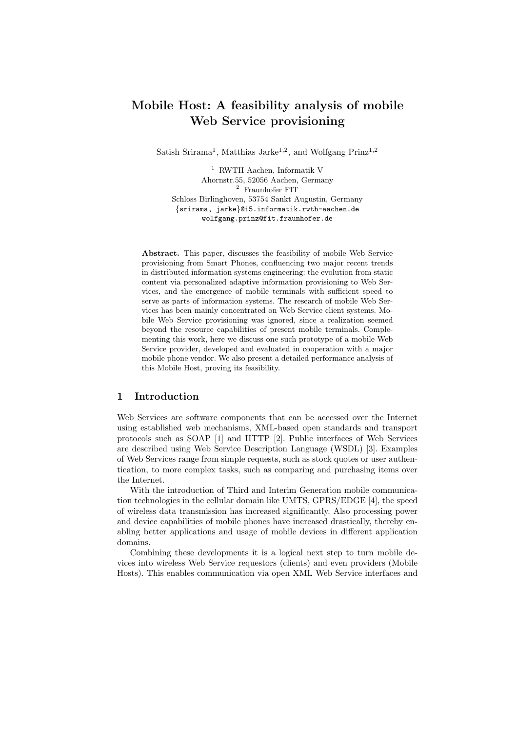# Mobile Host: A feasibility analysis of mobile Web Service provisioning

Satish Srirama[1], Matthias Jarke[1,2], and Wolfgang Prinz[1,2]

[1] RWTH Aachen, Informatik V
Ahornstr.55, 52056 Aachen, Germany
[2] Fraunhofer FIT
Schloss Birlinghoven, 53754 Sankt Augustin, Germany
{srirama, jarke}@i5.informatik.rwth-aachen.de
wolfgang.prinz@fit.fraunhofer.de

**Abstract.** This paper, discusses the feasibility of mobile Web Service provisioning from Smart Phones, confluencing two major recent trends in distributed information systems engineering: the evolution from static content via personalized adaptive information provisioning to Web Services, and the emergence of mobile terminals with sufficient speed to serve as parts of information systems. The research of mobile Web Services has been mainly concentrated on Web Service client systems. Mobile Web Service provisioning was ignored, since a realization seemed beyond the resource capabilities of present mobile terminals. Complementing this work, here we discuss one such prototype of a mobile Web Service provider, developed and evaluated in cooperation with a major mobile phone vendor. We also present a detailed performance analysis of this Mobile Host, proving its feasibility.

## 1 Introduction

Web Services are software components that can be accessed over the Internet using established web mechanisms, XML-based open standards and transport protocols such as SOAP [1] and HTTP [2]. Public interfaces of Web Services are described using Web Service Description Language (WSDL) [3]. Examples of Web Services range from simple requests, such as stock quotes or user authentication, to more complex tasks, such as comparing and purchasing items over the Internet.

With the introduction of Third and Interim Generation mobile communication technologies in the cellular domain like UMTS, GPRS/EDGE [4], the speed of wireless data transmission has increased significantly. Also processing power and device capabilities of mobile phones have increased drastically, thereby enabling better applications and usage of mobile devices in different application domains.

Combining these developments it is a logical next step to turn mobile devices into wireless Web Service requestors (clients) and even providers (Mobile Hosts). This enables communication via open XML Web Service interfaces and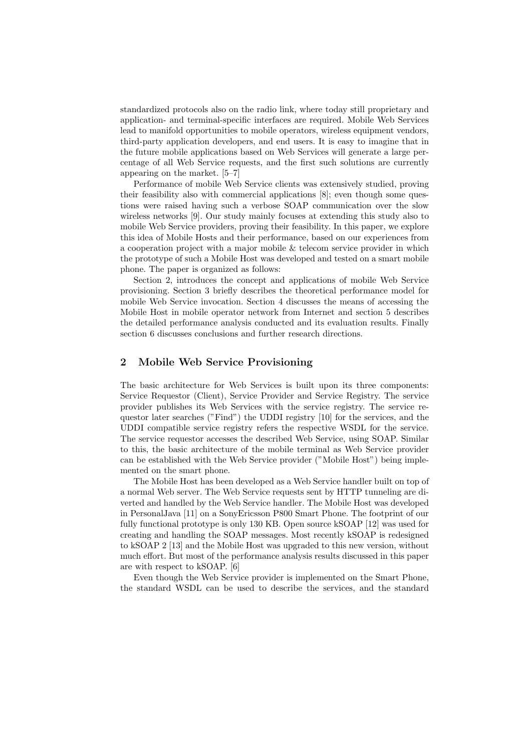standardized protocols also on the radio link, where today still proprietary and application- and terminal-specific interfaces are required. Mobile Web Services lead to manifold opportunities to mobile operators, wireless equipment vendors, third-party application developers, and end users. It is easy to imagine that in the future mobile applications based on Web Services will generate a large percentage of all Web Service requests, and the first such solutions are currently appearing on the market. [5–7]

Performance of mobile Web Service clients was extensively studied, proving their feasibility also with commercial applications [8]; even though some questions were raised having such a verbose SOAP communication over the slow wireless networks [9]. Our study mainly focuses at extending this study also to mobile Web Service providers, proving their feasibility. In this paper, we explore this idea of Mobile Hosts and their performance, based on our experiences from a cooperation project with a major mobile & telecom service provider in which the prototype of such a Mobile Host was developed and tested on a smart mobile phone. The paper is organized as follows:

Section 2, introduces the concept and applications of mobile Web Service provisioning. Section 3 briefly describes the theoretical performance model for mobile Web Service invocation. Section 4 discusses the means of accessing the Mobile Host in mobile operator network from Internet and section 5 describes the detailed performance analysis conducted and its evaluation results. Finally section 6 discusses conclusions and further research directions.

## 2 Mobile Web Service Provisioning

The basic architecture for Web Services is built upon its three components: Service Requestor (Client), Service Provider and Service Registry. The service provider publishes its Web Services with the service registry. The service requestor later searches ("Find") the UDDI registry [10] for the services, and the UDDI compatible service registry refers the respective WSDL for the service. The service requestor accesses the described Web Service, using SOAP. Similar to this, the basic architecture of the mobile terminal as Web Service provider can be established with the Web Service provider ("Mobile Host") being implemented on the smart phone.

The Mobile Host has been developed as a Web Service handler built on top of a normal Web server. The Web Service requests sent by HTTP tunneling are diverted and handled by the Web Service handler. The Mobile Host was developed in PersonalJava [11] on a SonyEricsson P800 Smart Phone. The footprint of our fully functional prototype is only 130 KB. Open source kSOAP [12] was used for creating and handling the SOAP messages. Most recently kSOAP is redesigned to kSOAP 2 [13] and the Mobile Host was upgraded to this new version, without much effort. But most of the performance analysis results discussed in this paper are with respect to kSOAP. [6]

Even though the Web Service provider is implemented on the Smart Phone, the standard WSDL can be used to describe the services, and the standard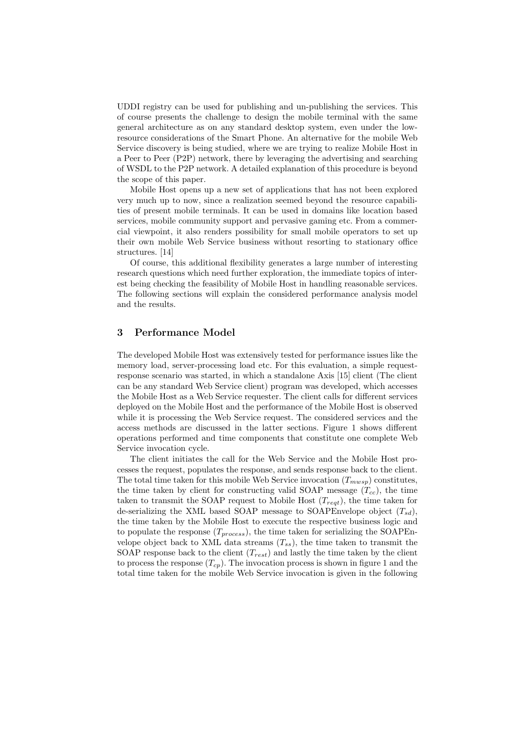UDDI registry can be used for publishing and un-publishing the services. This of course presents the challenge to design the mobile terminal with the same general architecture as on any standard desktop system, even under the low-resource considerations of the Smart Phone. An alternative for the mobile Web Service discovery is being studied, where we are trying to realize Mobile Host in a Peer to Peer (P2P) network, there by leveraging the advertising and searching of WSDL to the P2P network. A detailed explanation of this procedure is beyond the scope of this paper.

Mobile Host opens up a new set of applications that has not been explored very much up to now, since a realization seemed beyond the resource capabilities of present mobile terminals. It can be used in domains like location based services, mobile community support and pervasive gaming etc. From a commercial viewpoint, it also renders possibility for small mobile operators to set up their own mobile Web Service business without resorting to stationary office structures. [14]

Of course, this additional flexibility generates a large number of interesting research questions which need further exploration, the immediate topics of interest being checking the feasibility of Mobile Host in handling reasonable services. The following sections will explain the considered performance analysis model and the results.

## 3 Performance Model

The developed Mobile Host was extensively tested for performance issues like the memory load, server-processing load etc. For this evaluation, a simple request-response scenario was started, in which a standalone Axis [15] client (The client can be any standard Web Service client) program was developed, which accesses the Mobile Host as a Web Service requester. The client calls for different services deployed on the Mobile Host and the performance of the Mobile Host is observed while it is processing the Web Service request. The considered services and the access methods are discussed in the latter sections. Figure 1 shows different operations performed and time components that constitute one complete Web Service invocation cycle.

The client initiates the call for the Web Service and the Mobile Host processes the request, populates the response, and sends response back to the client. The total time taken for this mobile Web Service invocation ($T_{mwsp}$) constitutes, the time taken by client for constructing valid SOAP message ($T_{cc}$), the time taken to transmit the SOAP request to Mobile Host ($T_{reqt}$), the time taken for de-serializing the XML based SOAP message to SOAPEnvelope object ($T_{sd}$), the time taken by the Mobile Host to execute the respective business logic and to populate the response ($T_{process}$), the time taken for serializing the SOAPEnvelope object back to XML data streams ($T_{ss}$), the time taken to transmit the SOAP response back to the client ($T_{rest}$) and lastly the time taken by the client to process the response ($T_{cp}$). The invocation process is shown in figure 1 and the total time taken for the mobile Web Service invocation is given in the following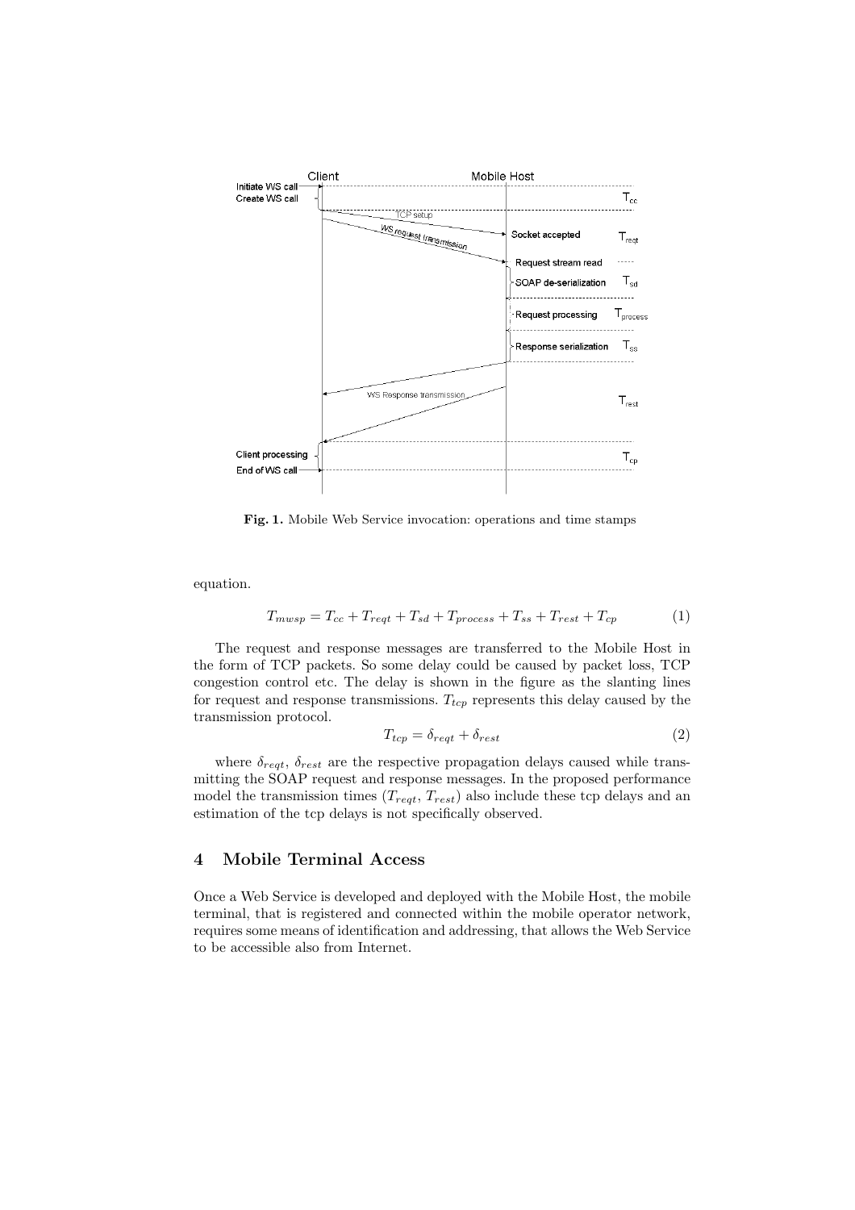Fig. 1. Mobile Web Service invocation: operations and time stamps

equation.

$$T_{mwsp} = T_{cc} + T_{reqt} + T_{sd} + T_{process} + T_{ss} + T_{rest} + T_{cp} \quad (1)$$

The request and response messages are transferred to the Mobile Host in the form of TCP packets. So some delay could be caused by packet loss, TCP congestion control etc. The delay is shown in the figure as the slanting lines for request and response transmissions. $T_{tcp}$ represents this delay caused by the transmission protocol.

$$T_{tcp} = \delta_{reqt} + \delta_{rest} \quad (2)$$

where $\delta_{reqt}$, $\delta_{rest}$ are the respective propagation delays caused while transmitting the SOAP request and response messages. In the proposed performance model the transmission times ($T_{reqt}$, $T_{rest}$) also include these tcp delays and an estimation of the tcp delays is not specifically observed.

## 4 Mobile Terminal Access

Once a Web Service is developed and deployed with the Mobile Host, the mobile terminal, that is registered and connected within the mobile operator network, requires some means of identification and addressing, that allows the Web Service to be accessible also from Internet.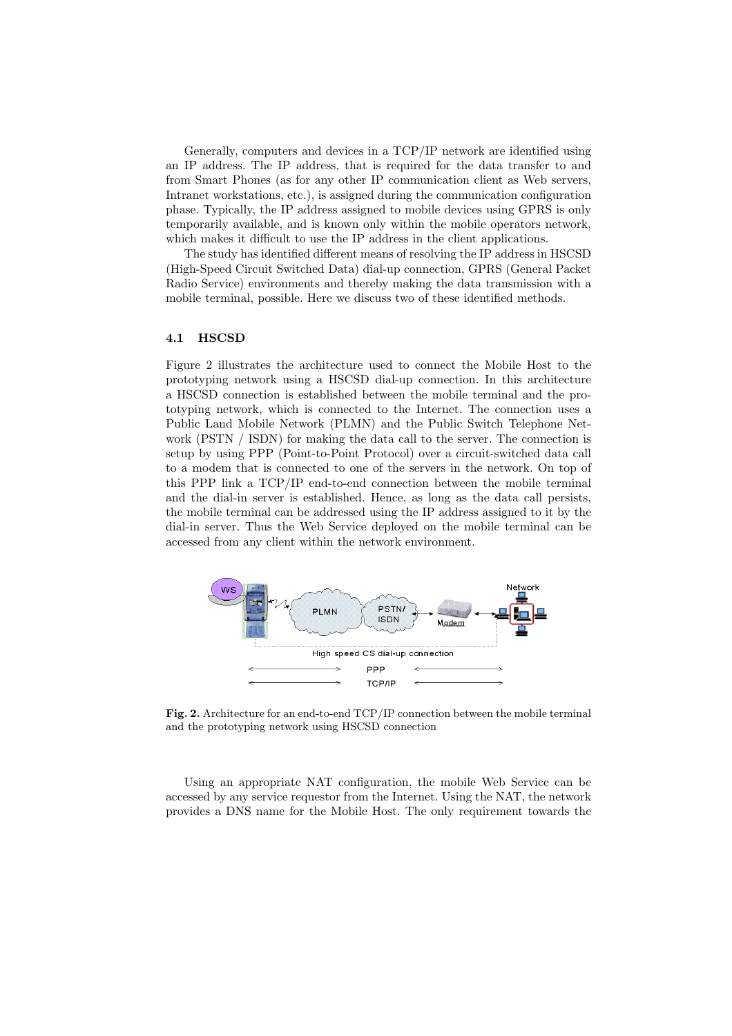Generally, computers and devices in a TCP/IP network are identified using an IP address. The IP address, that is required for the data transfer to and from Smart Phones (as for any other IP communication client as Web servers, Intranet workstations, etc.), is assigned during the communication configuration phase. Typically, the IP address assigned to mobile devices using GPRS is only temporarily available, and is known only within the mobile operators network, which makes it difficult to use the IP address in the client applications.

The study has identified different means of resolving the IP address in HSCSD (High-Speed Circuit Switched Data) dial-up connection, GPRS (General Packet Radio Service) environments and thereby making the data transmission with a mobile terminal, possible. Here we discuss two of these identified methods.

### 4.1 HSCSD

Figure 2 illustrates the architecture used to connect the Mobile Host to the prototyping network using a HSCSD dial-up connection. In this architecture a HSCSD connection is established between the mobile terminal and the prototyping network, which is connected to the Internet. The connection uses a Public Land Mobile Network (PLMN) and the Public Switch Telephone Network (PSTN / ISDN) for making the data call to the server. The connection is setup by using PPP (Point-to-Point Protocol) over a circuit-switched data call to a modem that is connected to one of the servers in the network. On top of this PPP link a TCP/IP end-to-end connection between the mobile terminal and the dial-in server is established. Hence, as long as the data call persists, the mobile terminal can be addressed using the IP address assigned to it by the dial-in server. Thus the Web Service deployed on the mobile terminal can be accessed from any client within the network environment.

**Fig. 2.** Architecture for an end-to-end TCP/IP connection between the mobile terminal and the prototyping network using HSCSD connection

Using an appropriate NAT configuration, the mobile Web Service can be accessed by any service requestor from the Internet. Using the NAT, the network provides a DNS name for the Mobile Host. The only requirement towards the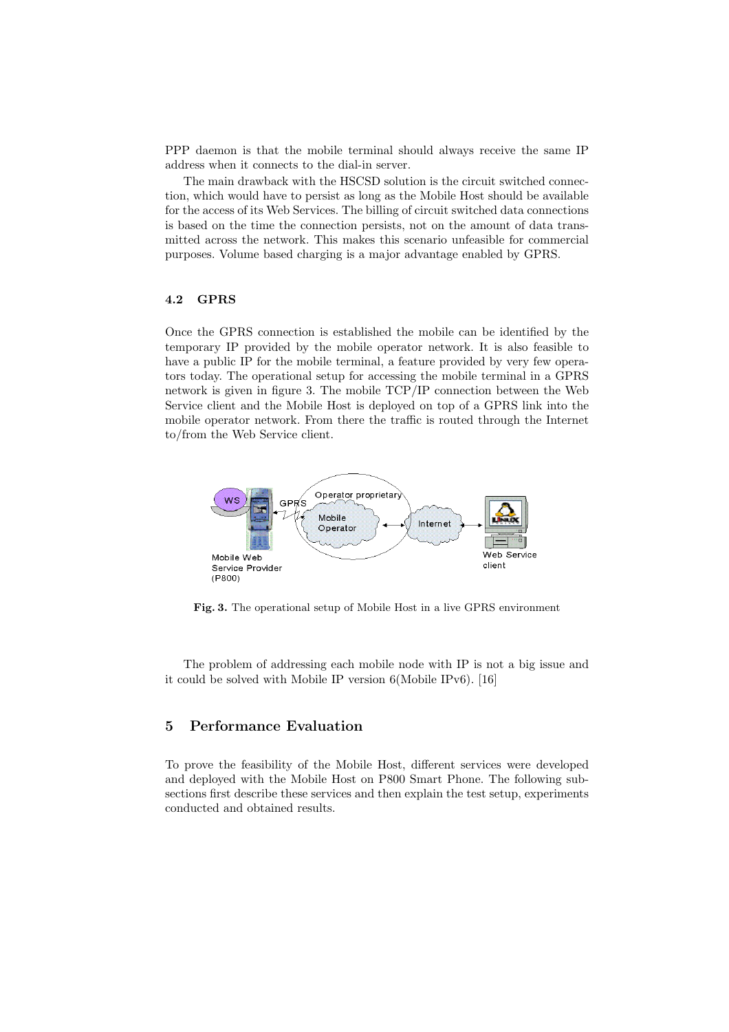PPP daemon is that the mobile terminal should always receive the same IP address when it connects to the dial-in server.

The main drawback with the HSCSD solution is the circuit switched connection, which would have to persist as long as the Mobile Host should be available for the access of its Web Services. The billing of circuit switched data connections is based on the time the connection persists, not on the amount of data transmitted across the network. This makes this scenario unfeasible for commercial purposes. Volume based charging is a major advantage enabled by GPRS.

### 4.2 GPRS

Once the GPRS connection is established the mobile can be identified by the temporary IP provided by the mobile operator network. It is also feasible to have a public IP for the mobile terminal, a feature provided by very few operators today. The operational setup for accessing the mobile terminal in a GPRS network is given in figure 3. The mobile TCP/IP connection between the Web Service client and the Mobile Host is deployed on top of a GPRS link into the mobile operator network. From there the traffic is routed through the Internet to/from the Web Service client.

**Fig. 3.** The operational setup of Mobile Host in a live GPRS environment

The problem of addressing each mobile node with IP is not a big issue and it could be solved with Mobile IP version 6(Mobile IPv6). [16]

## 5 Performance Evaluation

To prove the feasibility of the Mobile Host, different services were developed and deployed with the Mobile Host on P800 Smart Phone. The following subsections first describe these services and then explain the test setup, experiments conducted and obtained results.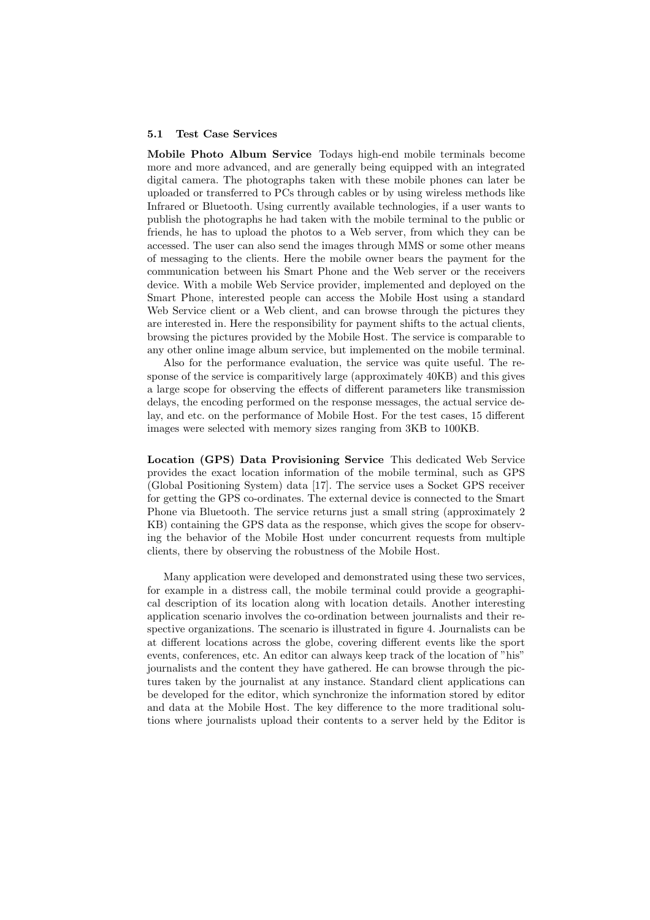### 5.1 Test Case Services

**Mobile Photo Album Service** Todays high-end mobile terminals become more and more advanced, and are generally being equipped with an integrated digital camera. The photographs taken with these mobile phones can later be uploaded or transferred to PCs through cables or by using wireless methods like Infrared or Bluetooth. Using currently available technologies, if a user wants to publish the photographs he had taken with the mobile terminal to the public or friends, he has to upload the photos to a Web server, from which they can be accessed. The user can also send the images through MMS or some other means of messaging to the clients. Here the mobile owner bears the payment for the communication between his Smart Phone and the Web server or the receivers device. With a mobile Web Service provider, implemented and deployed on the Smart Phone, interested people can access the Mobile Host using a standard Web Service client or a Web client, and can browse through the pictures they are interested in. Here the responsibility for payment shifts to the actual clients, browsing the pictures provided by the Mobile Host. The service is comparable to any other online image album service, but implemented on the mobile terminal.

Also for the performance evaluation, the service was quite useful. The response of the service is comparitively large (approximately 40KB) and this gives a large scope for observing the effects of different parameters like transmission delays, the encoding performed on the response messages, the actual service delay, and etc. on the performance of Mobile Host. For the test cases, 15 different images were selected with memory sizes ranging from 3KB to 100KB.

**Location (GPS) Data Provisioning Service** This dedicated Web Service provides the exact location information of the mobile terminal, such as GPS (Global Positioning System) data [17]. The service uses a Socket GPS receiver for getting the GPS co-ordinates. The external device is connected to the Smart Phone via Bluetooth. The service returns just a small string (approximately 2 KB) containing the GPS data as the response, which gives the scope for observing the behavior of the Mobile Host under concurrent requests from multiple clients, there by observing the robustness of the Mobile Host.

Many application were developed and demonstrated using these two services, for example in a distress call, the mobile terminal could provide a geographical description of its location along with location details. Another interesting application scenario involves the co-ordination between journalists and their respective organizations. The scenario is illustrated in figure 4. Journalists can be at different locations across the globe, covering different events like the sport events, conferences, etc. An editor can always keep track of the location of "his" journalists and the content they have gathered. He can browse through the pictures taken by the journalist at any instance. Standard client applications can be developed for the editor, which synchronize the information stored by editor and data at the Mobile Host. The key difference to the more traditional solutions where journalists upload their contents to a server held by the Editor is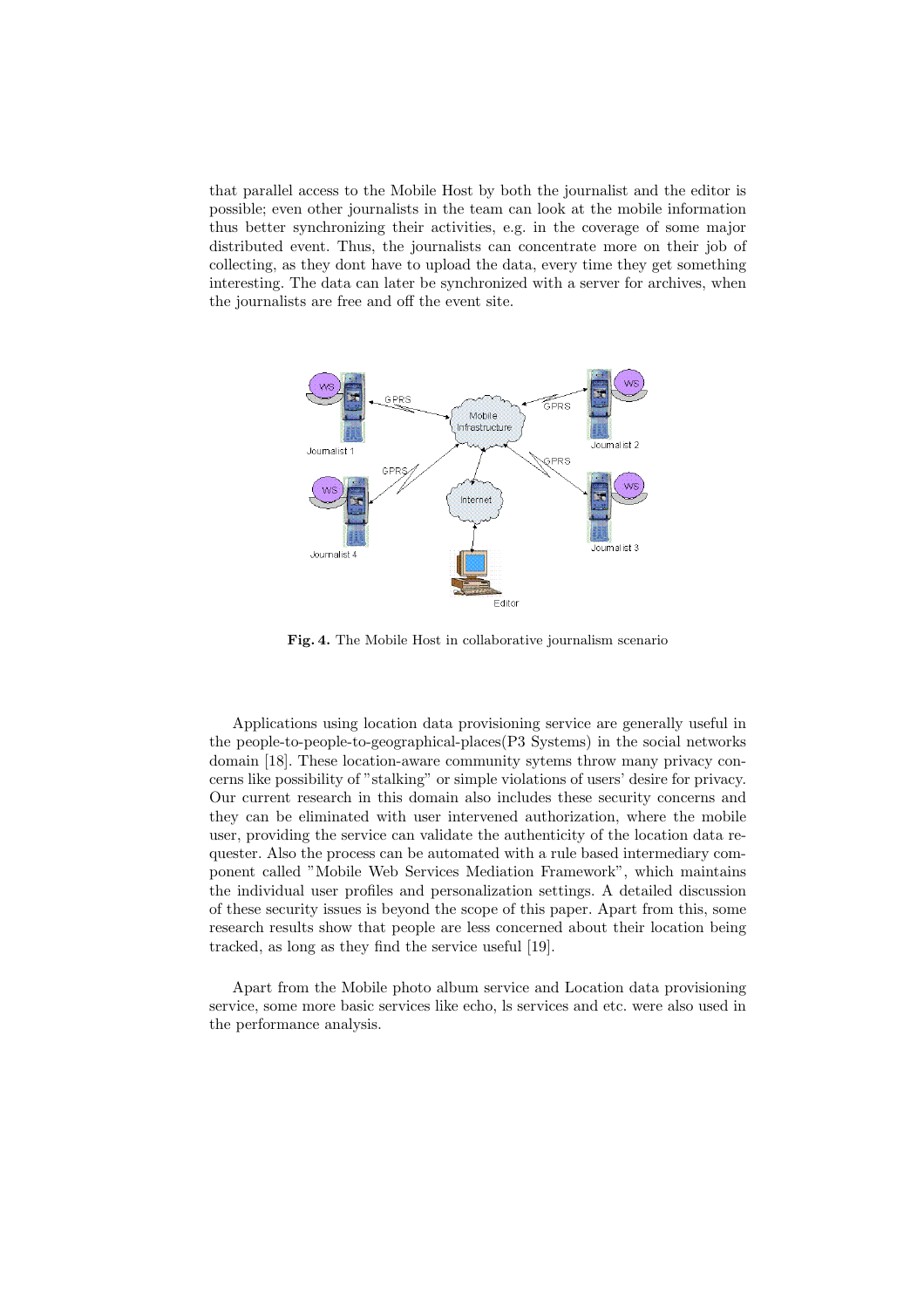that parallel access to the Mobile Host by both the journalist and the editor is possible; even other journalists in the team can look at the mobile information thus better synchronizing their activities, e.g. in the coverage of some major distributed event. Thus, the journalists can concentrate more on their job of collecting, as they dont have to upload the data, every time they get something interesting. The data can later be synchronized with a server for archives, when the journalists are free and off the event site.

**Fig. 4.** The Mobile Host in collaborative journalism scenario

Applications using location data provisioning service are generally useful in the people-to-people-to-geographical-places(P3 Systems) in the social networks domain [18]. These location-aware community sytems throw many privacy concerns like possibility of "stalking" or simple violations of users' desire for privacy. Our current research in this domain also includes these security concerns and they can be eliminated with user intervened authorization, where the mobile user, providing the service can validate the authenticity of the location data requester. Also the process can be automated with a rule based intermediary component called "Mobile Web Services Mediation Framework", which maintains the individual user profiles and personalization settings. A detailed discussion of these security issues is beyond the scope of this paper. Apart from this, some research results show that people are less concerned about their location being tracked, as long as they find the service useful [19].

Apart from the Mobile photo album service and Location data provisioning service, some more basic services like echo, ls services and etc. were also used in the performance analysis.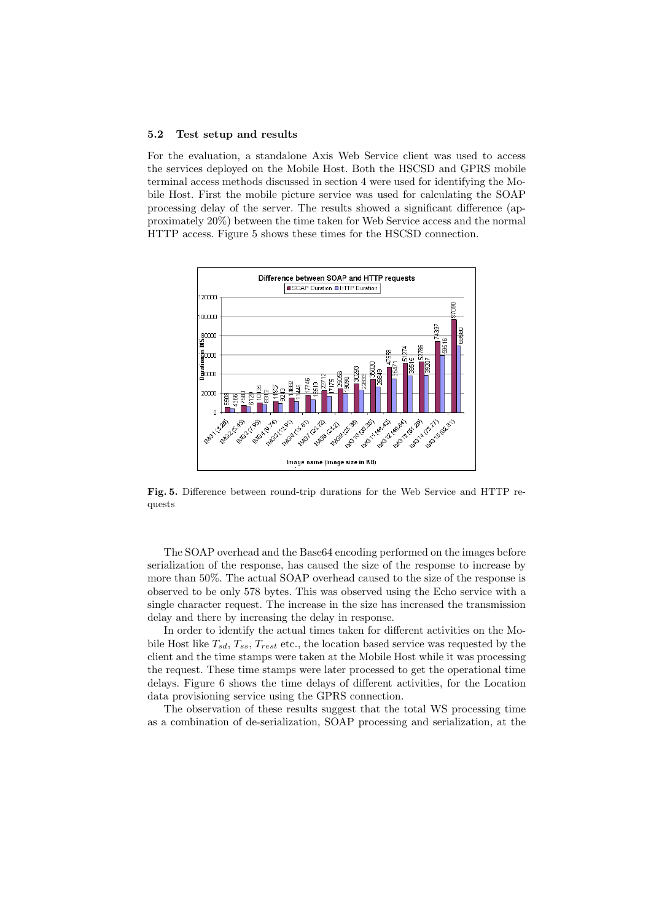### 5.2 Test setup and results

For the evaluation, a standalone Axis Web Service client was used to access the services deployed on the Mobile Host. Both the HSCSD and GPRS mobile terminal access methods discussed in section 4 were used for identifying the Mobile Host. First the mobile picture service was used for calculating the SOAP processing delay of the server. The results showed a significant difference (approximately 20%) between the time taken for Web Service access and the normal HTTP access. Figure 5 shows these times for the HSCSD connection.

**Fig. 5.** Difference between round-trip durations for the Web Service and HTTP requests

The SOAP overhead and the Base64 encoding performed on the images before serialization of the response, has caused the size of the response to increase by more than 50%. The actual SOAP overhead caused to the size of the response is observed to be only 578 bytes. This was observed using the Echo service with a single character request. The increase in the size has increased the transmission delay and there by increasing the delay in response.

In order to identify the actual times taken for different activities on the Mobile Host like $T_{sd}$, $T_{ss}$, $T_{rest}$ etc., the location based service was requested by the client and the time stamps were taken at the Mobile Host while it was processing the request. These time stamps were later processed to get the operational time delays. Figure 6 shows the time delays of different activities, for the Location data provisioning service using the GPRS connection.

The observation of these results suggest that the total WS processing time as a combination of de-serialization, SOAP processing and serialization, at the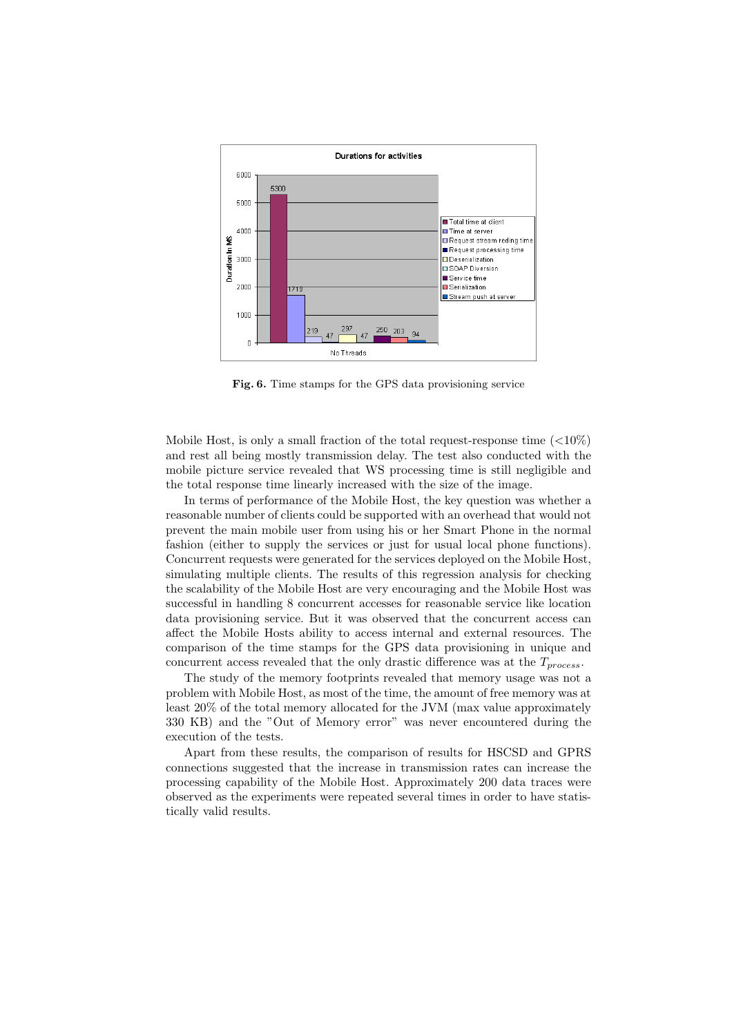**Fig. 6.** Time stamps for the GPS data provisioning service

Mobile Host, is only a small fraction of the total request-response time (<10%) and rest all being mostly transmission delay. The test also conducted with the mobile picture service revealed that WS processing time is still negligible and the total response time linearly increased with the size of the image.

In terms of performance of the Mobile Host, the key question was whether a reasonable number of clients could be supported with an overhead that would not prevent the main mobile user from using his or her Smart Phone in the normal fashion (either to supply the services or just for usual local phone functions). Concurrent requests were generated for the services deployed on the Mobile Host, simulating multiple clients. The results of this regression analysis for checking the scalability of the Mobile Host are very encouraging and the Mobile Host was successful in handling 8 concurrent accesses for reasonable service like location data provisioning service. But it was observed that the concurrent access can affect the Mobile Hosts ability to access internal and external resources. The comparison of the time stamps for the GPS data provisioning in unique and concurrent access revealed that the only drastic difference was at the $T_{process}$.

The study of the memory footprints revealed that memory usage was not a problem with Mobile Host, as most of the time, the amount of free memory was at least 20% of the total memory allocated for the JVM (max value approximately 330 KB) and the "Out of Memory error" was never encountered during the execution of the tests.

Apart from these results, the comparison of results for HSCSD and GPRS connections suggested that the increase in transmission rates can increase the processing capability of the Mobile Host. Approximately 200 data traces were observed as the experiments were repeated several times in order to have statistically valid results.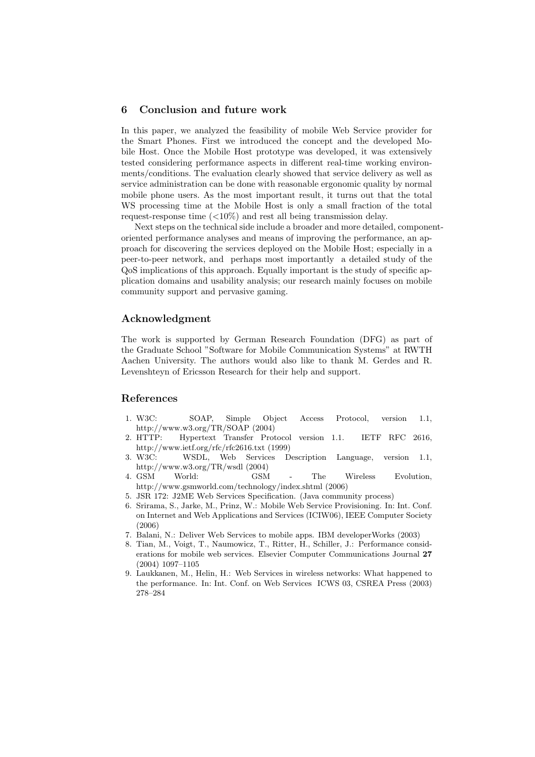## 6 Conclusion and future work

In this paper, we analyzed the feasibility of mobile Web Service provider for the Smart Phones. First we introduced the concept and the developed Mobile Host. Once the Mobile Host prototype was developed, it was extensively tested considering performance aspects in different real-time working environments/conditions. The evaluation clearly showed that service delivery as well as service administration can be done with reasonable ergonomic quality by normal mobile phone users. As the most important result, it turns out that the total WS processing time at the Mobile Host is only a small fraction of the total request-response time (<10%) and rest all being transmission delay.

Next steps on the technical side include a broader and more detailed, component-oriented performance analyses and means of improving the performance, an approach for discovering the services deployed on the Mobile Host; especially in a peer-to-peer network, and perhaps most importantly a detailed study of the QoS implications of this approach. Equally important is the study of specific application domains and usability analysis; our research mainly focuses on mobile community support and pervasive gaming.

## Acknowledgment

The work is supported by German Research Foundation (DFG) as part of the Graduate School "Software for Mobile Communication Systems" at RWTH Aachen University. The authors would also like to thank M. Gerdes and R. Levenshteyn of Ericsson Research for their help and support.

## References

1. W3C: SOAP, Simple Object Access Protocol, version 1.1, http://www.w3.org/TR/SOAP (2004)
2. HTTP: Hypertext Transfer Protocol version 1.1. IETF RFC 2616, http://www.ietf.org/rfc/rfc2616.txt (1999)
3. W3C: WSDL, Web Services Description Language, version 1.1, http://www.w3.org/TR/wsdl (2004)
4. GSM World: GSM - The Wireless Evolution, http://www.gsmworld.com/technology/index.shtml (2006)
5. JSR 172: J2ME Web Services Specification. (Java community process)
6. Srirama, S., Jarke, M., Prinz, W.: Mobile Web Service Provisioning. In: Int. Conf. on Internet and Web Applications and Services (ICIW06), IEEE Computer Society (2006)
7. Balani, N.: Deliver Web Services to mobile apps. IBM developerWorks (2003)
8. Tian, M., Voigt, T., Naumowicz, T., Ritter, H., Schiller, J.: Performance considerations for mobile web services. Elsevier Computer Communications Journal **27** (2004) 1097–1105
9. Laukkanen, M., Helin, H.: Web Services in wireless networks: What happened to the performance. In: Int. Conf. on Web Services ICWS 03, CSREA Press (2003) 278–284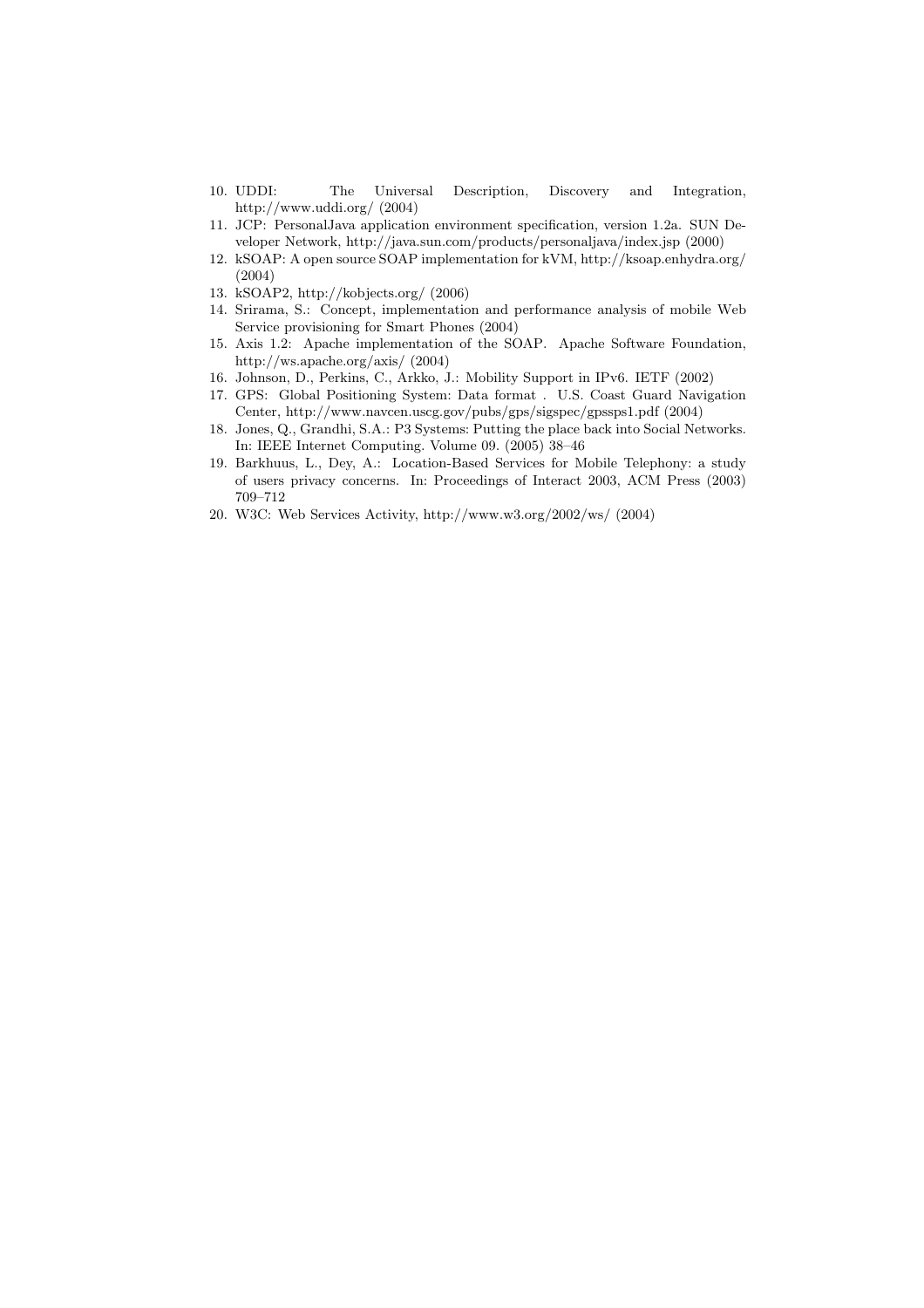10. UDDI: The Universal Description, Discovery and Integration, http://www.uddi.org/ (2004)
11. JCP: PersonalJava application environment specification, version 1.2a. SUN Developer Network, http://java.sun.com/products/personaljava/index.jsp (2000)
12. kSOAP: A open source SOAP implementation for kVM, http://ksoap.enhydra.org/ (2004)
13. kSOAP2, http://kobjects.org/ (2006)
14. Srirama, S.: Concept, implementation and performance analysis of mobile Web Service provisioning for Smart Phones (2004)
15. Axis 1.2: Apache implementation of the SOAP. Apache Software Foundation, http://ws.apache.org/axis/ (2004)
16. Johnson, D., Perkins, C., Arkko, J.: Mobility Support in IPv6. IETF (2002)
17. GPS: Global Positioning System: Data format . U.S. Coast Guard Navigation Center, http://www.navcen.uscg.gov/pubs/gps/sigspec/gpssps1.pdf (2004)
18. Jones, Q., Grandhi, S.A.: P3 Systems: Putting the place back into Social Networks. In: IEEE Internet Computing. Volume 09. (2005) 38–46
19. Barkhuus, L., Dey, A.: Location-Based Services for Mobile Telephony: a study of users privacy concerns. In: Proceedings of Interact 2003, ACM Press (2003) 709–712
20. W3C: Web Services Activity, http://www.w3.org/2002/ws/ (2004)